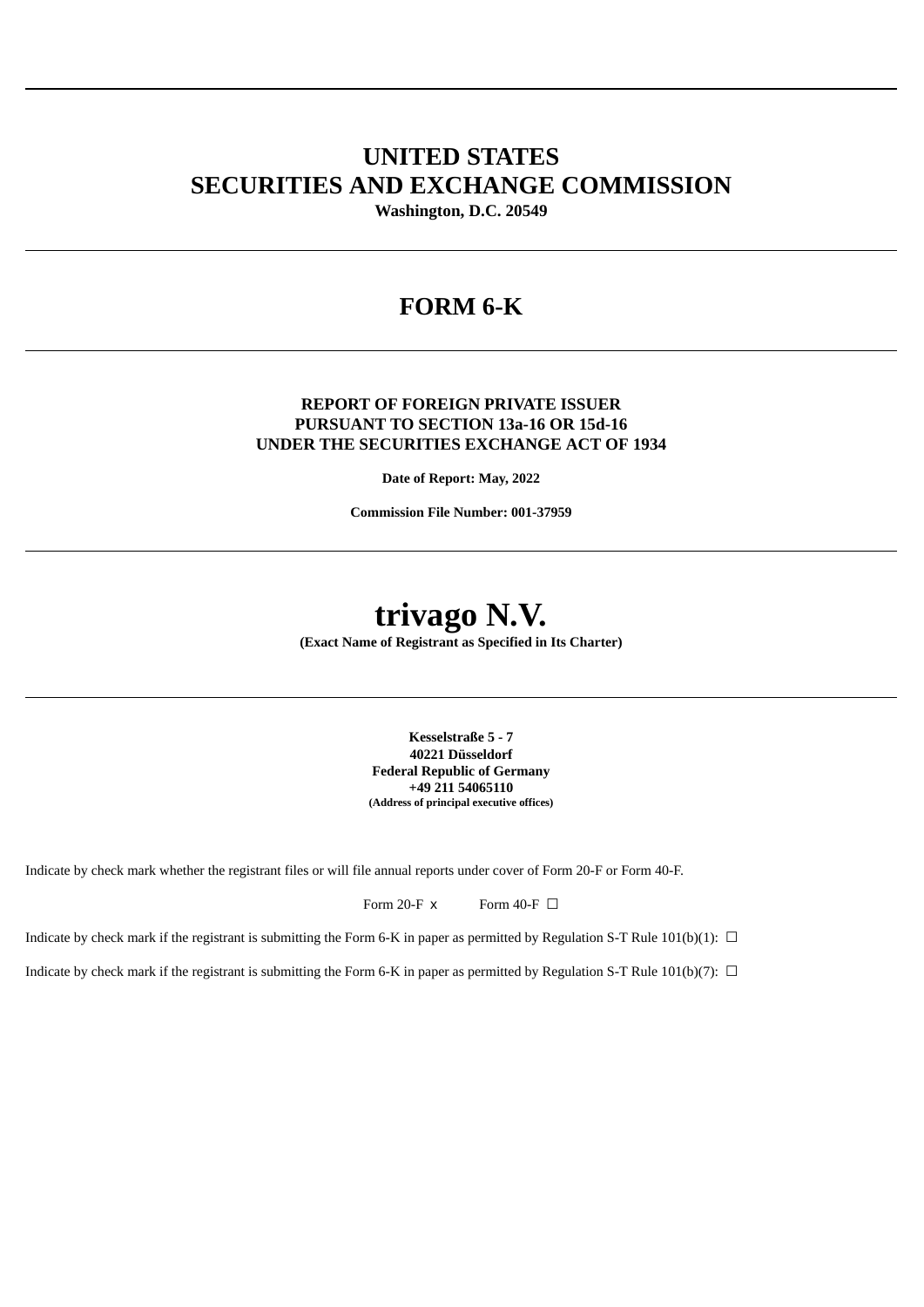# UNITED STATES
# SECURITIES AND EXCHANGE COMMISSION

**Washington, D.C. 20549**

---

# FORM 6-K

---

**REPORT OF FOREIGN PRIVATE ISSUER**
**PURSUANT TO SECTION 13a-16 OR 15d-16**
**UNDER THE SECURITIES EXCHANGE ACT OF 1934**

**Date of Report: May, 2022**

**Commission File Number: 001-37959**

---

# trivago N.V.

**(Exact Name of Registrant as Specified in Its Charter)**

---

**Kesselstraße 5 - 7**
**40221 Düsseldorf**
**Federal Republic of Germany**
**+49 211 54065110**
**(Address of principal executive offices)**

Indicate by check mark whether the registrant files or will file annual reports under cover of Form 20-F or Form 40-F.

Form 20-F x Form 40-F ☐

Indicate by check mark if the registrant is submitting the Form 6-K in paper as permitted by Regulation S-T Rule 101(b)(1): ☐

Indicate by check mark if the registrant is submitting the Form 6-K in paper as permitted by Regulation S-T Rule 101(b)(7): ☐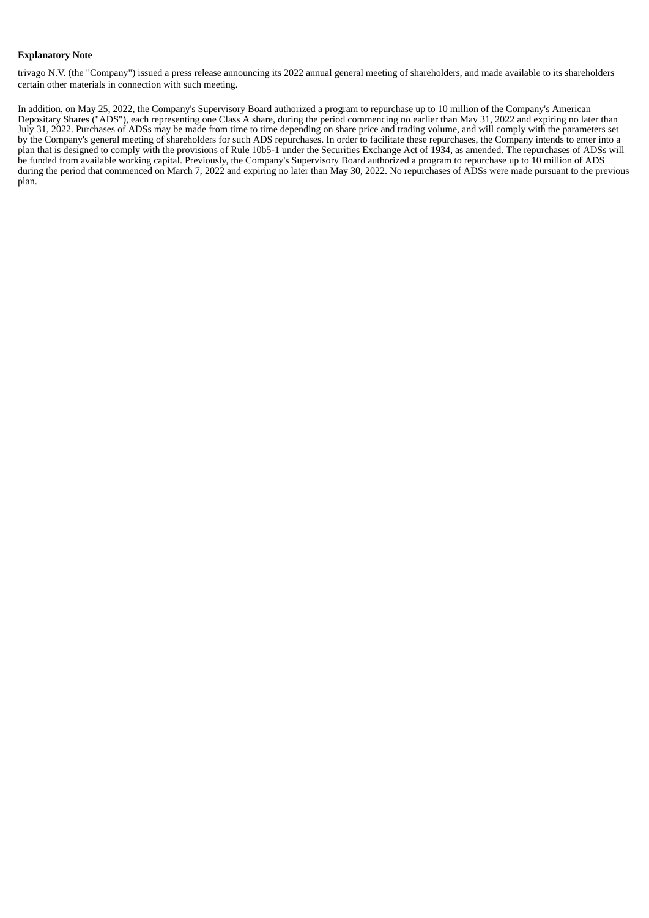**Explanatory Note**

trivago N.V. (the "Company") issued a press release announcing its 2022 annual general meeting of shareholders, and made available to its shareholders certain other materials in connection with such meeting.

In addition, on May 25, 2022, the Company's Supervisory Board authorized a program to repurchase up to 10 million of the Company's American Depositary Shares ("ADS"), each representing one Class A share, during the period commencing no earlier than May 31, 2022 and expiring no later than July 31, 2022. Purchases of ADSs may be made from time to time depending on share price and trading volume, and will comply with the parameters set by the Company's general meeting of shareholders for such ADS repurchases. In order to facilitate these repurchases, the Company intends to enter into a plan that is designed to comply with the provisions of Rule 10b5-1 under the Securities Exchange Act of 1934, as amended. The repurchases of ADSs will be funded from available working capital. Previously, the Company's Supervisory Board authorized a program to repurchase up to 10 million of ADS during the period that commenced on March 7, 2022 and expiring no later than May 30, 2022. No repurchases of ADSs were made pursuant to the previous plan.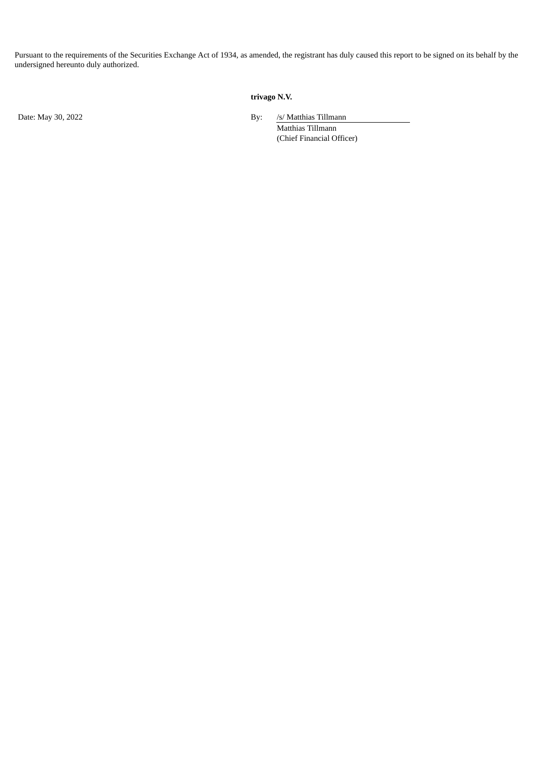Pursuant to the requirements of the Securities Exchange Act of 1934, as amended, the registrant has duly caused this report to be signed on its behalf by the undersigned hereunto duly authorized.

**trivago N.V.**

Date: May 30, 2022

By: /s/ Matthias Tillmann

Matthias Tillmann
(Chief Financial Officer)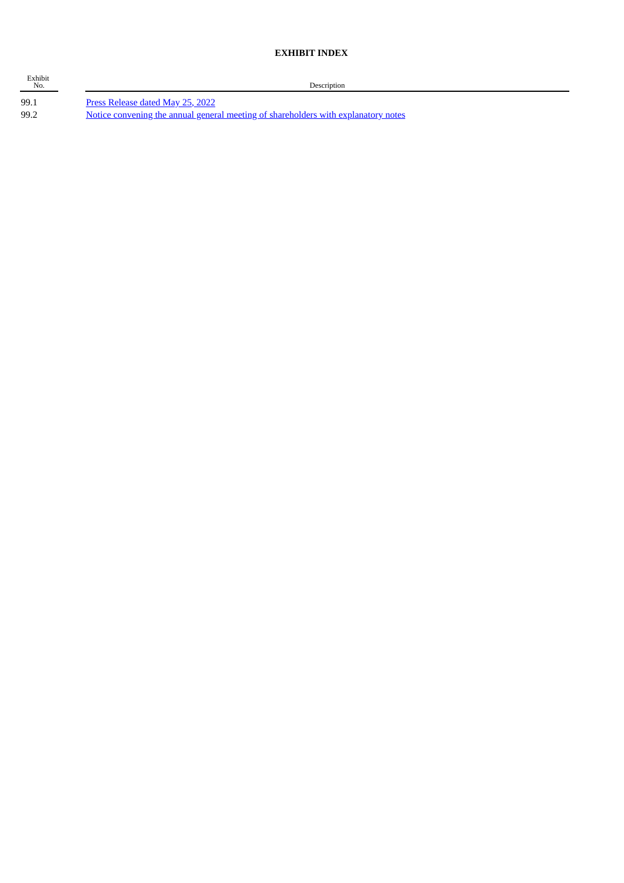**EXHIBIT INDEX**

| Exhibit No. | Description |
|---|---|
| 99.1 | Press Release dated May 25, 2022 |
| 99.2 | Notice convening the annual general meeting of shareholders with explanatory notes |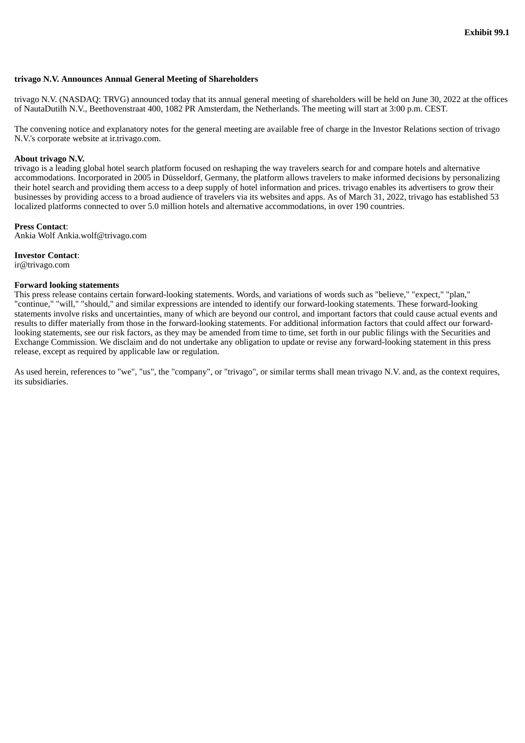**Exhibit 99.1**

**trivago N.V. Announces Annual General Meeting of Shareholders**

trivago N.V. (NASDAQ: TRVG) announced today that its annual general meeting of shareholders will be held on June 30, 2022 at the offices of NautaDutilh N.V., Beethovenstraat 400, 1082 PR Amsterdam, the Netherlands. The meeting will start at 3:00 p.m. CEST.

The convening notice and explanatory notes for the general meeting are available free of charge in the Investor Relations section of trivago N.V.'s corporate website at ir.trivago.com.

**About trivago N.V.**
trivago is a leading global hotel search platform focused on reshaping the way travelers search for and compare hotels and alternative accommodations. Incorporated in 2005 in Düsseldorf, Germany, the platform allows travelers to make informed decisions by personalizing their hotel search and providing them access to a deep supply of hotel information and prices. trivago enables its advertisers to grow their businesses by providing access to a broad audience of travelers via its websites and apps. As of March 31, 2022, trivago has established 53 localized platforms connected to over 5.0 million hotels and alternative accommodations, in over 190 countries.

**Press Contact**:
Ankia Wolf Ankia.wolf@trivago.com

**Investor Contact**:
ir@trivago.com

**Forward looking statements**
This press release contains certain forward-looking statements. Words, and variations of words such as "believe," "expect," "plan," "continue," "will," "should," and similar expressions are intended to identify our forward-looking statements. These forward-looking statements involve risks and uncertainties, many of which are beyond our control, and important factors that could cause actual events and results to differ materially from those in the forward-looking statements. For additional information factors that could affect our forward-looking statements, see our risk factors, as they may be amended from time to time, set forth in our public filings with the Securities and Exchange Commission. We disclaim and do not undertake any obligation to update or revise any forward-looking statement in this press release, except as required by applicable law or regulation.

As used herein, references to "we", "us", the "company", or "trivago", or similar terms shall mean trivago N.V. and, as the context requires, its subsidiaries.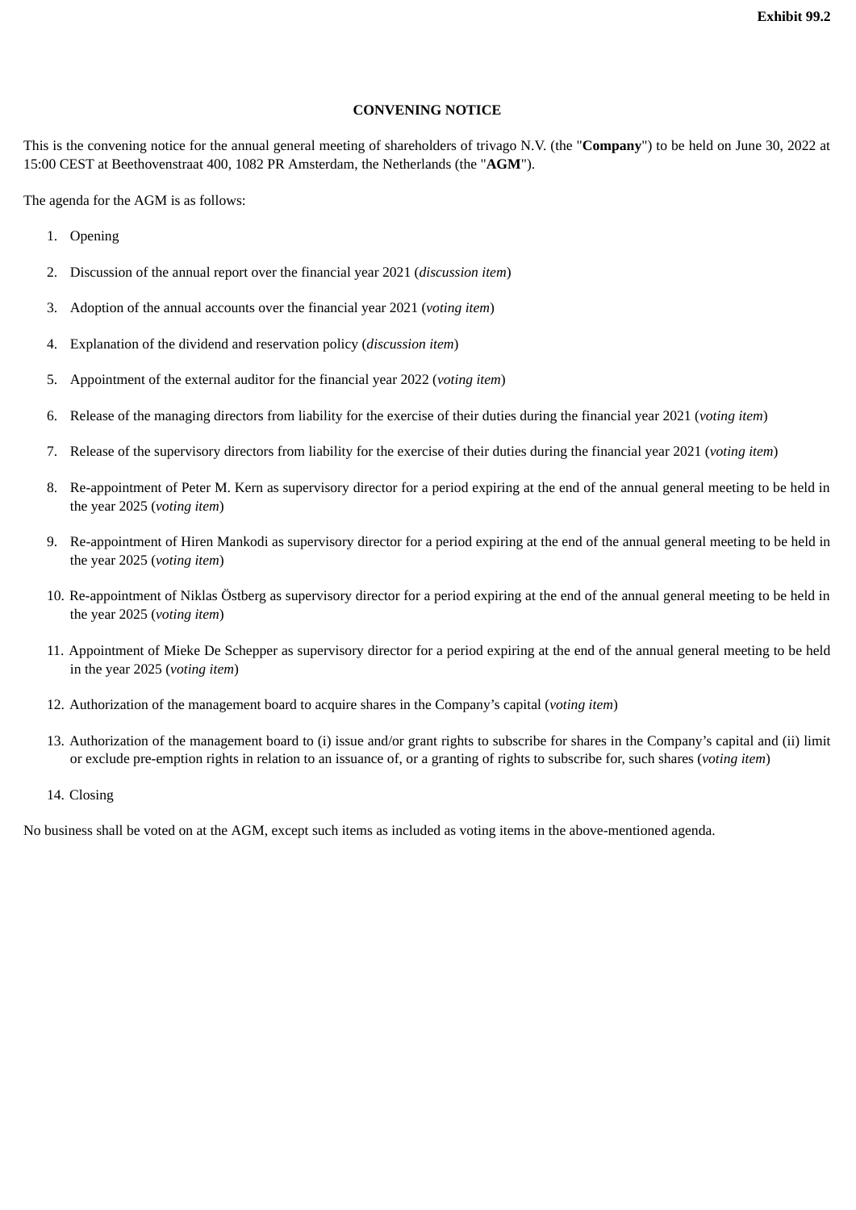**Exhibit 99.2**

**CONVENING NOTICE**

This is the convening notice for the annual general meeting of shareholders of trivago N.V. (the "**Company**") to be held on June 30, 2022 at 15:00 CEST at Beethovenstraat 400, 1082 PR Amsterdam, the Netherlands (the "**AGM**").

The agenda for the AGM is as follows:

1. Opening
2. Discussion of the annual report over the financial year 2021 (*discussion item*)
3. Adoption of the annual accounts over the financial year 2021 (*voting item*)
4. Explanation of the dividend and reservation policy (*discussion item*)
5. Appointment of the external auditor for the financial year 2022 (*voting item*)
6. Release of the managing directors from liability for the exercise of their duties during the financial year 2021 (*voting item*)
7. Release of the supervisory directors from liability for the exercise of their duties during the financial year 2021 (*voting item*)
8. Re-appointment of Peter M. Kern as supervisory director for a period expiring at the end of the annual general meeting to be held in the year 2025 (*voting item*)
9. Re-appointment of Hiren Mankodi as supervisory director for a period expiring at the end of the annual general meeting to be held in the year 2025 (*voting item*)
10. Re-appointment of Niklas Östberg as supervisory director for a period expiring at the end of the annual general meeting to be held in the year 2025 (*voting item*)
11. Appointment of Mieke De Schepper as supervisory director for a period expiring at the end of the annual general meeting to be held in the year 2025 (*voting item*)
12. Authorization of the management board to acquire shares in the Company's capital (*voting item*)
13. Authorization of the management board to (i) issue and/or grant rights to subscribe for shares in the Company's capital and (ii) limit or exclude pre-emption rights in relation to an issuance of, or a granting of rights to subscribe for, such shares (*voting item*)
14. Closing

No business shall be voted on at the AGM, except such items as included as voting items in the above-mentioned agenda.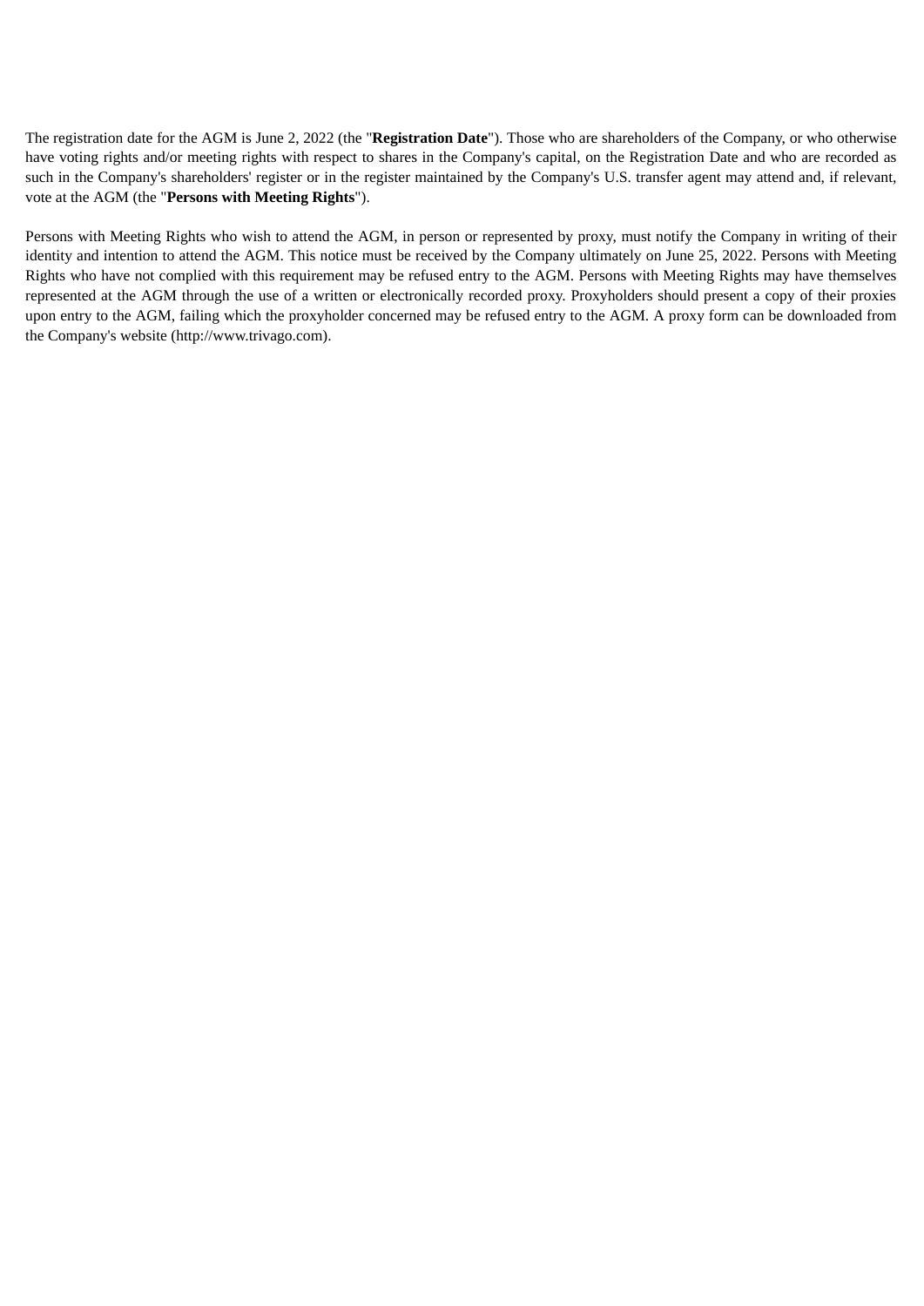The registration date for the AGM is June 2, 2022 (the "**Registration Date**"). Those who are shareholders of the Company, or who otherwise have voting rights and/or meeting rights with respect to shares in the Company's capital, on the Registration Date and who are recorded as such in the Company's shareholders' register or in the register maintained by the Company's U.S. transfer agent may attend and, if relevant, vote at the AGM (the "**Persons with Meeting Rights**").

Persons with Meeting Rights who wish to attend the AGM, in person or represented by proxy, must notify the Company in writing of their identity and intention to attend the AGM. This notice must be received by the Company ultimately on June 25, 2022. Persons with Meeting Rights who have not complied with this requirement may be refused entry to the AGM. Persons with Meeting Rights may have themselves represented at the AGM through the use of a written or electronically recorded proxy. Proxyholders should present a copy of their proxies upon entry to the AGM, failing which the proxyholder concerned may be refused entry to the AGM. A proxy form can be downloaded from the Company's website (http://www.trivago.com).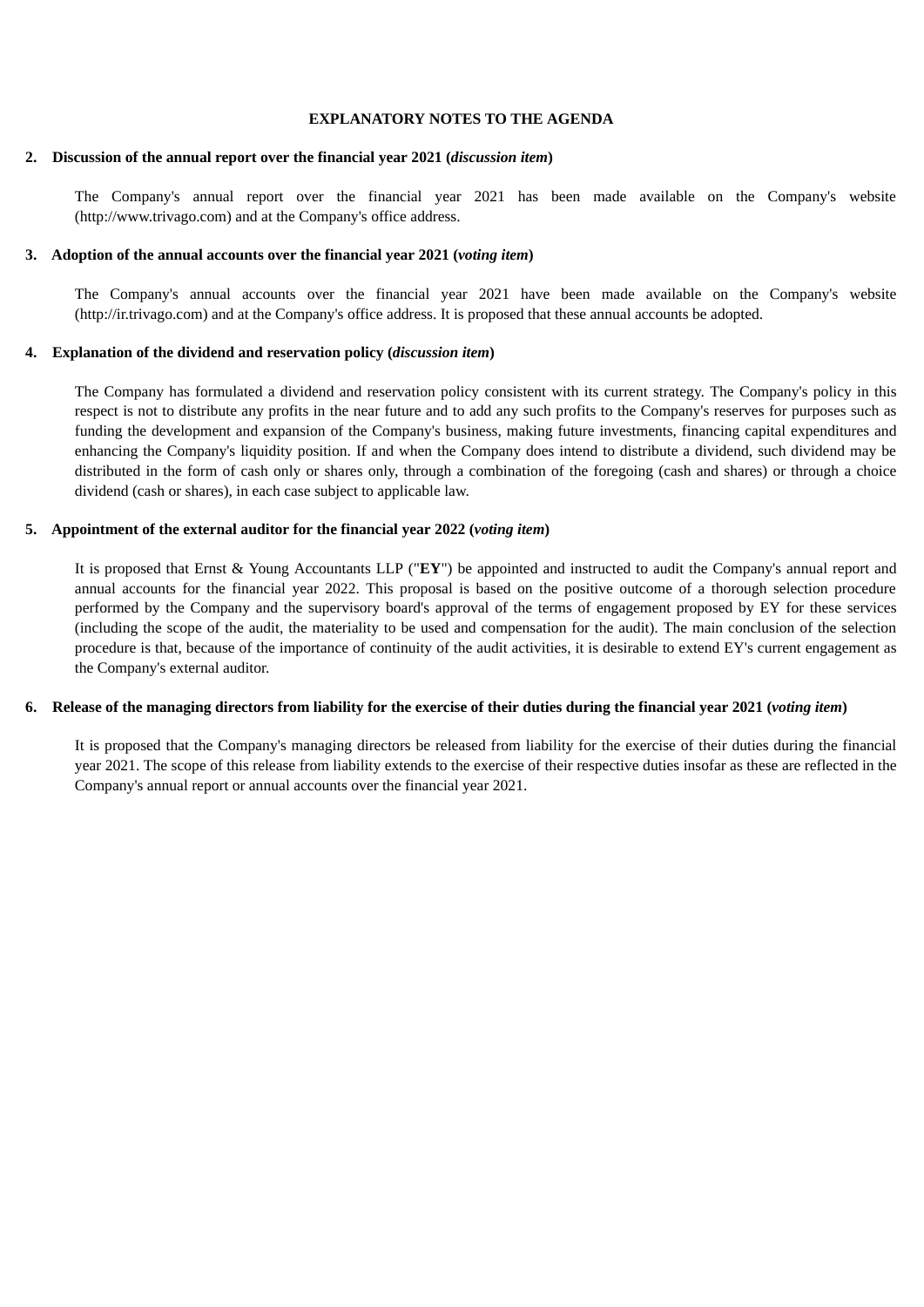## EXPLANATORY NOTES TO THE AGENDA

**2. Discussion of the annual report over the financial year 2021 (*discussion item*)**

The Company's annual report over the financial year 2021 has been made available on the Company's website (http://www.trivago.com) and at the Company's office address.

**3. Adoption of the annual accounts over the financial year 2021 (*voting item*)**

The Company's annual accounts over the financial year 2021 have been made available on the Company's website (http://ir.trivago.com) and at the Company's office address. It is proposed that these annual accounts be adopted.

**4. Explanation of the dividend and reservation policy (*discussion item*)**

The Company has formulated a dividend and reservation policy consistent with its current strategy. The Company's policy in this respect is not to distribute any profits in the near future and to add any such profits to the Company's reserves for purposes such as funding the development and expansion of the Company's business, making future investments, financing capital expenditures and enhancing the Company's liquidity position. If and when the Company does intend to distribute a dividend, such dividend may be distributed in the form of cash only or shares only, through a combination of the foregoing (cash and shares) or through a choice dividend (cash or shares), in each case subject to applicable law.

**5. Appointment of the external auditor for the financial year 2022 (*voting item*)**

It is proposed that Ernst & Young Accountants LLP ("**EY**") be appointed and instructed to audit the Company's annual report and annual accounts for the financial year 2022. This proposal is based on the positive outcome of a thorough selection procedure performed by the Company and the supervisory board's approval of the terms of engagement proposed by EY for these services (including the scope of the audit, the materiality to be used and compensation for the audit). The main conclusion of the selection procedure is that, because of the importance of continuity of the audit activities, it is desirable to extend EY's current engagement as the Company's external auditor.

**6. Release of the managing directors from liability for the exercise of their duties during the financial year 2021 (*voting item*)**

It is proposed that the Company's managing directors be released from liability for the exercise of their duties during the financial year 2021. The scope of this release from liability extends to the exercise of their respective duties insofar as these are reflected in the Company's annual report or annual accounts over the financial year 2021.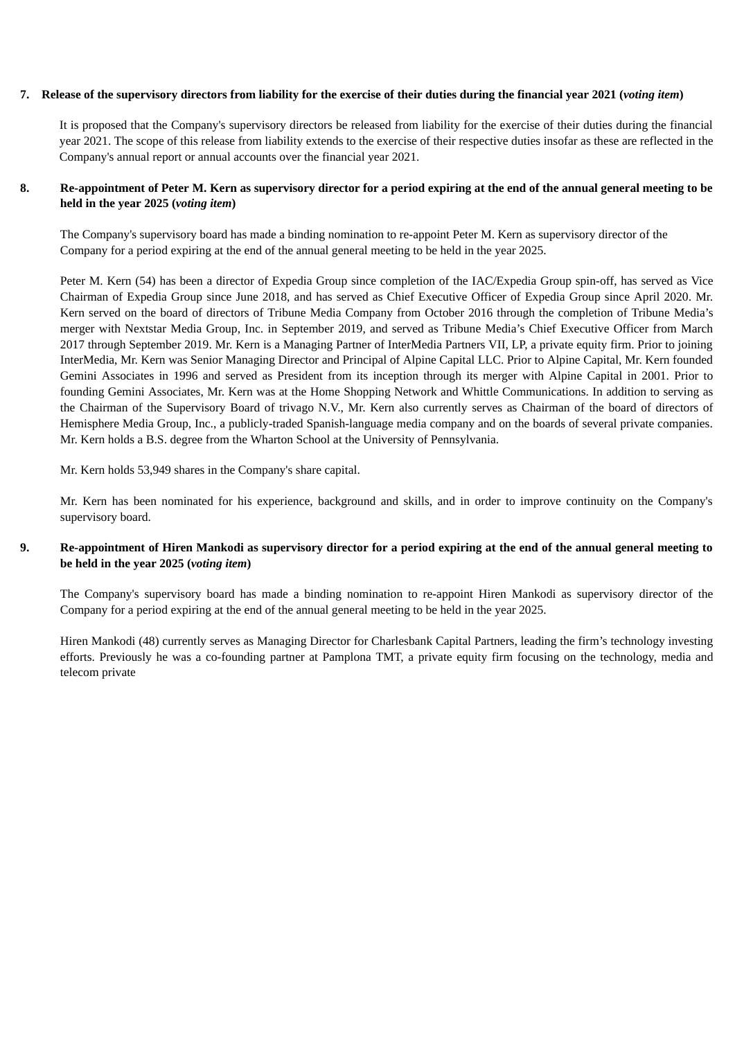**7. Release of the supervisory directors from liability for the exercise of their duties during the financial year 2021 (*voting item*)**

It is proposed that the Company's supervisory directors be released from liability for the exercise of their duties during the financial year 2021. The scope of this release from liability extends to the exercise of their respective duties insofar as these are reflected in the Company's annual report or annual accounts over the financial year 2021.

**8. Re-appointment of Peter M. Kern as supervisory director for a period expiring at the end of the annual general meeting to be held in the year 2025 (*voting item*)**

The Company's supervisory board has made a binding nomination to re-appoint Peter M. Kern as supervisory director of the Company for a period expiring at the end of the annual general meeting to be held in the year 2025.

Peter M. Kern (54) has been a director of Expedia Group since completion of the IAC/Expedia Group spin-off, has served as Vice Chairman of Expedia Group since June 2018, and has served as Chief Executive Officer of Expedia Group since April 2020. Mr. Kern served on the board of directors of Tribune Media Company from October 2016 through the completion of Tribune Media's merger with Nextstar Media Group, Inc. in September 2019, and served as Tribune Media's Chief Executive Officer from March 2017 through September 2019. Mr. Kern is a Managing Partner of InterMedia Partners VII, LP, a private equity firm. Prior to joining InterMedia, Mr. Kern was Senior Managing Director and Principal of Alpine Capital LLC. Prior to Alpine Capital, Mr. Kern founded Gemini Associates in 1996 and served as President from its inception through its merger with Alpine Capital in 2001. Prior to founding Gemini Associates, Mr. Kern was at the Home Shopping Network and Whittle Communications. In addition to serving as the Chairman of the Supervisory Board of trivago N.V., Mr. Kern also currently serves as Chairman of the board of directors of Hemisphere Media Group, Inc., a publicly-traded Spanish-language media company and on the boards of several private companies. Mr. Kern holds a B.S. degree from the Wharton School at the University of Pennsylvania.

Mr. Kern holds 53,949 shares in the Company's share capital.

Mr. Kern has been nominated for his experience, background and skills, and in order to improve continuity on the Company's supervisory board.

**9. Re-appointment of Hiren Mankodi as supervisory director for a period expiring at the end of the annual general meeting to be held in the year 2025 (*voting item*)**

The Company's supervisory board has made a binding nomination to re-appoint Hiren Mankodi as supervisory director of the Company for a period expiring at the end of the annual general meeting to be held in the year 2025.

Hiren Mankodi (48) currently serves as Managing Director for Charlesbank Capital Partners, leading the firm's technology investing efforts. Previously he was a co-founding partner at Pamplona TMT, a private equity firm focusing on the technology, media and telecom private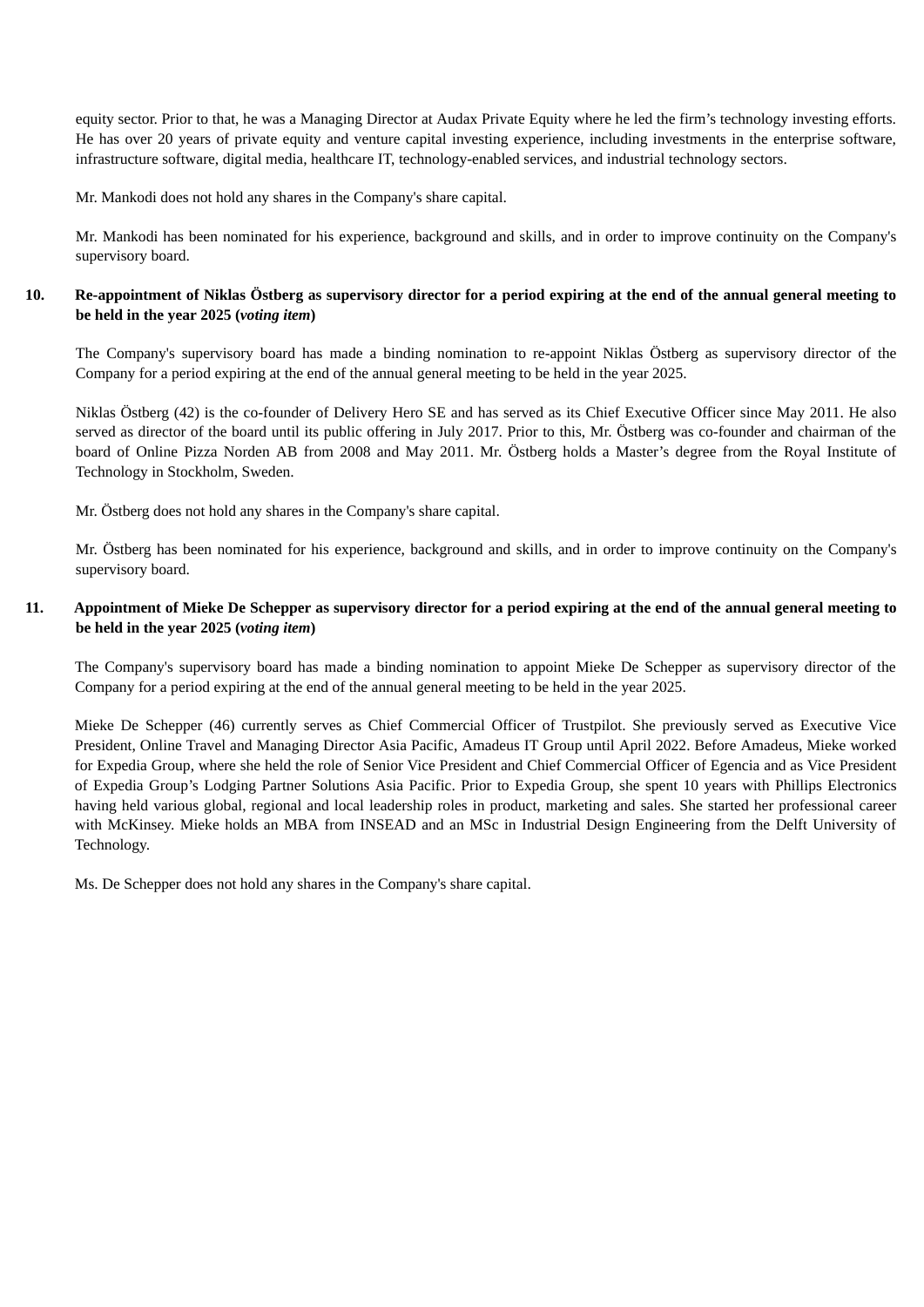equity sector. Prior to that, he was a Managing Director at Audax Private Equity where he led the firm's technology investing efforts. He has over 20 years of private equity and venture capital investing experience, including investments in the enterprise software, infrastructure software, digital media, healthcare IT, technology-enabled services, and industrial technology sectors.

Mr. Mankodi does not hold any shares in the Company's share capital.

Mr. Mankodi has been nominated for his experience, background and skills, and in order to improve continuity on the Company's supervisory board.

**10. Re-appointment of Niklas Östberg as supervisory director for a period expiring at the end of the annual general meeting to be held in the year 2025 (*voting item*)**

The Company's supervisory board has made a binding nomination to re-appoint Niklas Östberg as supervisory director of the Company for a period expiring at the end of the annual general meeting to be held in the year 2025.

Niklas Östberg (42) is the co-founder of Delivery Hero SE and has served as its Chief Executive Officer since May 2011. He also served as director of the board until its public offering in July 2017. Prior to this, Mr. Östberg was co-founder and chairman of the board of Online Pizza Norden AB from 2008 and May 2011. Mr. Östberg holds a Master's degree from the Royal Institute of Technology in Stockholm, Sweden.

Mr. Östberg does not hold any shares in the Company's share capital.

Mr. Östberg has been nominated for his experience, background and skills, and in order to improve continuity on the Company's supervisory board.

**11. Appointment of Mieke De Schepper as supervisory director for a period expiring at the end of the annual general meeting to be held in the year 2025 (*voting item*)**

The Company's supervisory board has made a binding nomination to appoint Mieke De Schepper as supervisory director of the Company for a period expiring at the end of the annual general meeting to be held in the year 2025.

Mieke De Schepper (46) currently serves as Chief Commercial Officer of Trustpilot. She previously served as Executive Vice President, Online Travel and Managing Director Asia Pacific, Amadeus IT Group until April 2022. Before Amadeus, Mieke worked for Expedia Group, where she held the role of Senior Vice President and Chief Commercial Officer of Egencia and as Vice President of Expedia Group's Lodging Partner Solutions Asia Pacific. Prior to Expedia Group, she spent 10 years with Phillips Electronics having held various global, regional and local leadership roles in product, marketing and sales. She started her professional career with McKinsey. Mieke holds an MBA from INSEAD and an MSc in Industrial Design Engineering from the Delft University of Technology.

Ms. De Schepper does not hold any shares in the Company's share capital.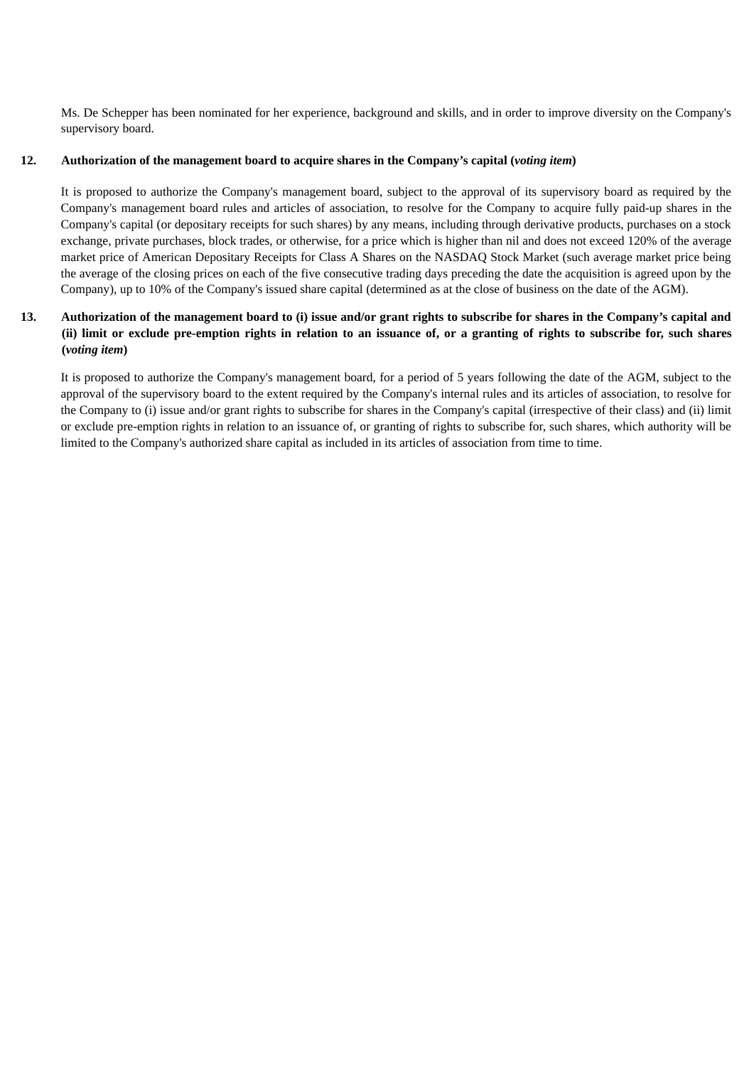Ms. De Schepper has been nominated for her experience, background and skills, and in order to improve diversity on the Company's supervisory board.

**12. Authorization of the management board to acquire shares in the Company's capital (*voting item*)**

It is proposed to authorize the Company's management board, subject to the approval of its supervisory board as required by the Company's management board rules and articles of association, to resolve for the Company to acquire fully paid-up shares in the Company's capital (or depositary receipts for such shares) by any means, including through derivative products, purchases on a stock exchange, private purchases, block trades, or otherwise, for a price which is higher than nil and does not exceed 120% of the average market price of American Depositary Receipts for Class A Shares on the NASDAQ Stock Market (such average market price being the average of the closing prices on each of the five consecutive trading days preceding the date the acquisition is agreed upon by the Company), up to 10% of the Company's issued share capital (determined as at the close of business on the date of the AGM).

**13. Authorization of the management board to (i) issue and/or grant rights to subscribe for shares in the Company's capital and (ii) limit or exclude pre-emption rights in relation to an issuance of, or a granting of rights to subscribe for, such shares (*voting item*)**

It is proposed to authorize the Company's management board, for a period of 5 years following the date of the AGM, subject to the approval of the supervisory board to the extent required by the Company's internal rules and its articles of association, to resolve for the Company to (i) issue and/or grant rights to subscribe for shares in the Company's capital (irrespective of their class) and (ii) limit or exclude pre-emption rights in relation to an issuance of, or granting of rights to subscribe for, such shares, which authority will be limited to the Company's authorized share capital as included in its articles of association from time to time.